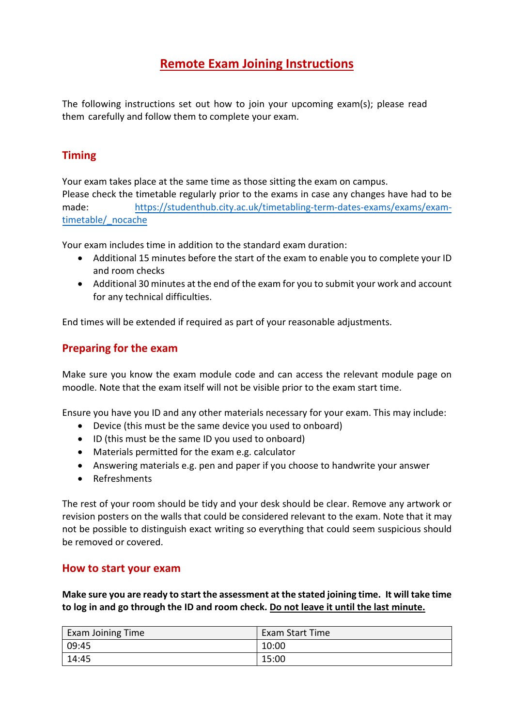# Remote Exam Joining Instructions

The following instructions set out how to join your upcoming exam(s); please read them carefully and follow them to complete your exam.

## Timing

Your exam takes place at the same time as those sitting the exam on campus.
Please check the timetable regularly prior to the exams in case any changes have had to be made: [https://studenthub.city.ac.uk/timetabling-term-dates-exams/exams/exam-timetable/_nocache](https://studenthub.city.ac.uk/timetabling-term-dates-exams/exams/exam-timetable/_nocache)

Your exam includes time in addition to the standard exam duration:

- Additional 15 minutes before the start of the exam to enable you to complete your ID and room checks
- Additional 30 minutes at the end of the exam for you to submit your work and account for any technical difficulties.

End times will be extended if required as part of your reasonable adjustments.

## Preparing for the exam

Make sure you know the exam module code and can access the relevant module page on moodle. Note that the exam itself will not be visible prior to the exam start time.

Ensure you have you ID and any other materials necessary for your exam. This may include:

- Device (this must be the same device you used to onboard)
- ID (this must be the same ID you used to onboard)
- Materials permitted for the exam e.g. calculator
- Answering materials e.g. pen and paper if you choose to handwrite your answer
- Refreshments

The rest of your room should be tidy and your desk should be clear. Remove any artwork or revision posters on the walls that could be considered relevant to the exam. Note that it may not be possible to distinguish exact writing so everything that could seem suspicious should be removed or covered.

## How to start your exam

**Make sure you are ready to start the assessment at the stated joining time. It will take time to log in and go through the ID and room check. <u>Do not leave it until the last minute.</u>**

| Exam Joining Time | Exam Start Time |
| --- | --- |
| 09:45 | 10:00 |
| 14:45 | 15:00 |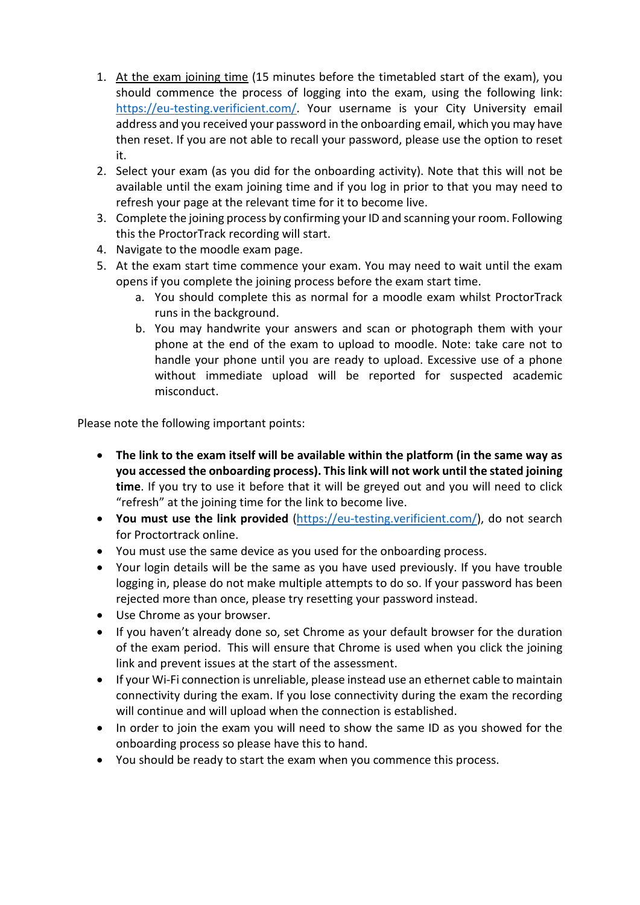1. <u>At the exam joining time</u> (15 minutes before the timetabled start of the exam), you should commence the process of logging into the exam, using the following link: [https://eu-testing.verificient.com/](https://eu-testing.verificient.com/). Your username is your City University email address and you received your password in the onboarding email, which you may have then reset. If you are not able to recall your password, please use the option to reset it.
2. Select your exam (as you did for the onboarding activity). Note that this will not be available until the exam joining time and if you log in prior to that you may need to refresh your page at the relevant time for it to become live.
3. Complete the joining process by confirming your ID and scanning your room. Following this the ProctorTrack recording will start.
4. Navigate to the moodle exam page.
5. At the exam start time commence your exam. You may need to wait until the exam opens if you complete the joining process before the exam start time.
    a. You should complete this as normal for a moodle exam whilst ProctorTrack runs in the background.
    b. You may handwrite your answers and scan or photograph them with your phone at the end of the exam to upload to moodle. Note: take care not to handle your phone until you are ready to upload. Excessive use of a phone without immediate upload will be reported for suspected academic misconduct.

Please note the following important points:

- **The link to the exam itself will be available within the platform (in the same way as you accessed the onboarding process). This link will not work until the stated joining time**. If you try to use it before that it will be greyed out and you will need to click "refresh" at the joining time for the link to become live.
- **You must use the link provided** ([https://eu-testing.verificient.com/](https://eu-testing.verificient.com/)), do not search for Proctortrack online.
- You must use the same device as you used for the onboarding process.
- Your login details will be the same as you have used previously. If you have trouble logging in, please do not make multiple attempts to do so. If your password has been rejected more than once, please try resetting your password instead.
- Use Chrome as your browser.
- If you haven't already done so, set Chrome as your default browser for the duration of the exam period. This will ensure that Chrome is used when you click the joining link and prevent issues at the start of the assessment.
- If your Wi-Fi connection is unreliable, please instead use an ethernet cable to maintain connectivity during the exam. If you lose connectivity during the exam the recording will continue and will upload when the connection is established.
- In order to join the exam you will need to show the same ID as you showed for the onboarding process so please have this to hand.
- You should be ready to start the exam when you commence this process.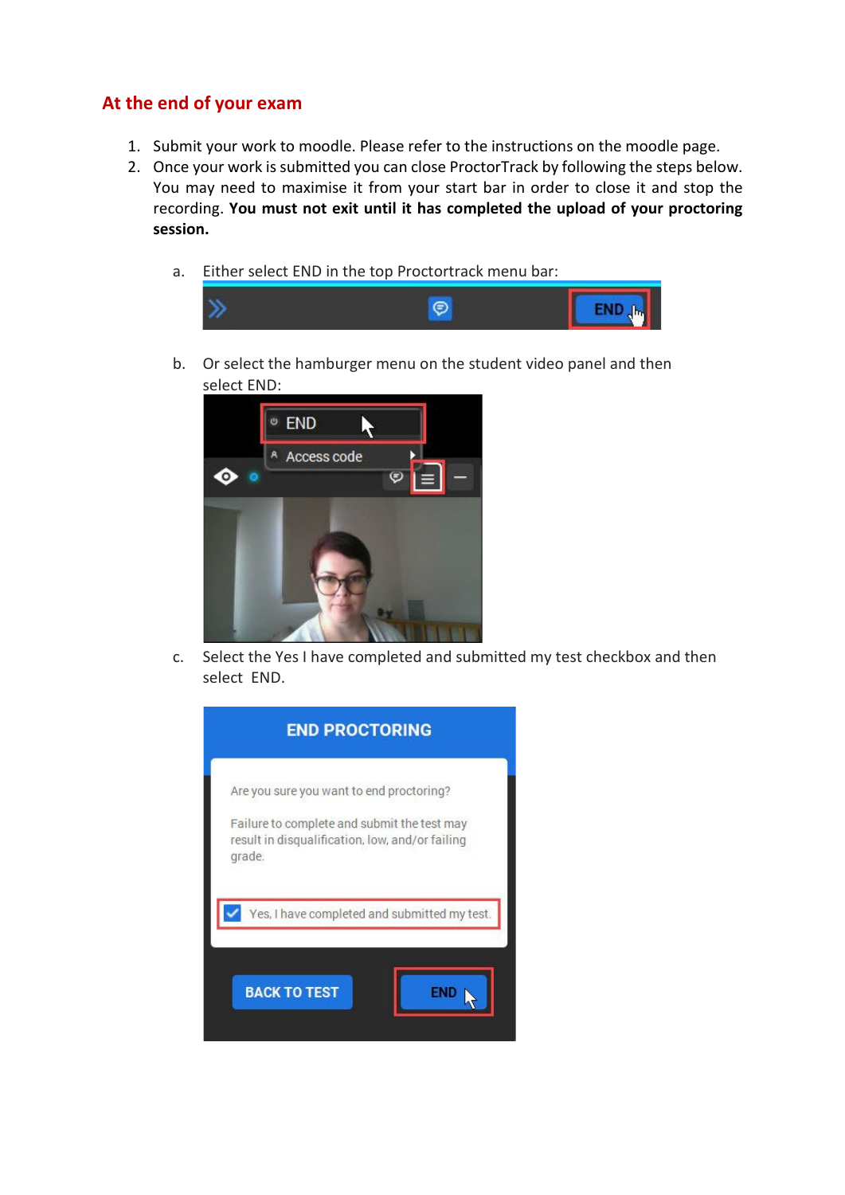## At the end of your exam

1. Submit your work to moodle. Please refer to the instructions on the moodle page.
2. Once your work is submitted you can close ProctorTrack by following the steps below. You may need to maximise it from your start bar in order to close it and stop the recording. **You must not exit until it has completed the upload of your proctoring session.**

   a. Either select END in the top Proctortrack menu bar:

   b. Or select the hamburger menu on the student video panel and then select END:

   c. Select the Yes I have completed and submitted my test checkbox and then select END.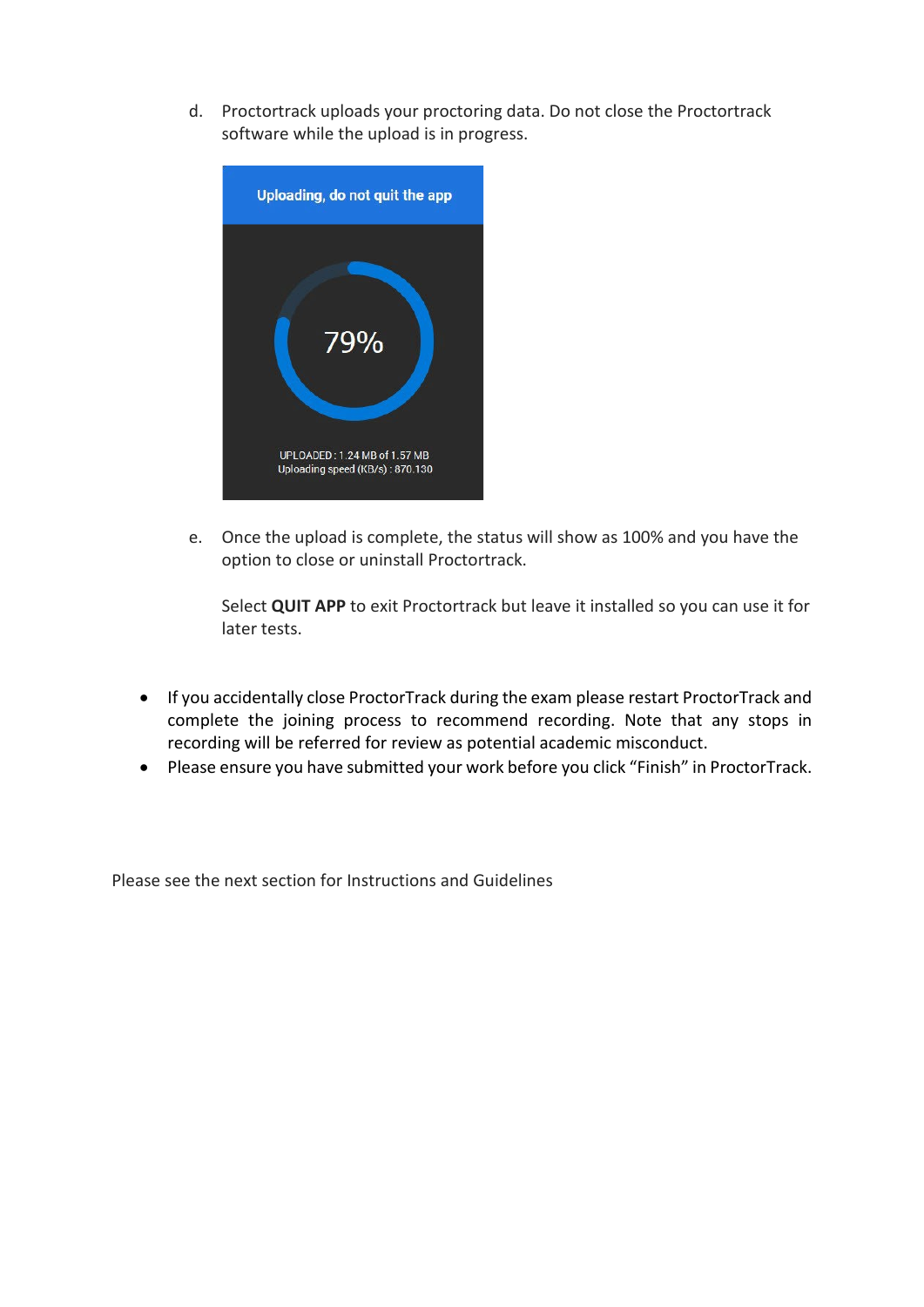d. Proctortrack uploads your proctoring data. Do not close the Proctortrack software while the upload is in progress.

e. Once the upload is complete, the status will show as 100% and you have the option to close or uninstall Proctortrack.

   Select **QUIT APP** to exit Proctortrack but leave it installed so you can use it for later tests.

- If you accidentally close ProctorTrack during the exam please restart ProctorTrack and complete the joining process to recommend recording. Note that any stops in recording will be referred for review as potential academic misconduct.
- Please ensure you have submitted your work before you click “Finish” in ProctorTrack.

Please see the next section for Instructions and Guidelines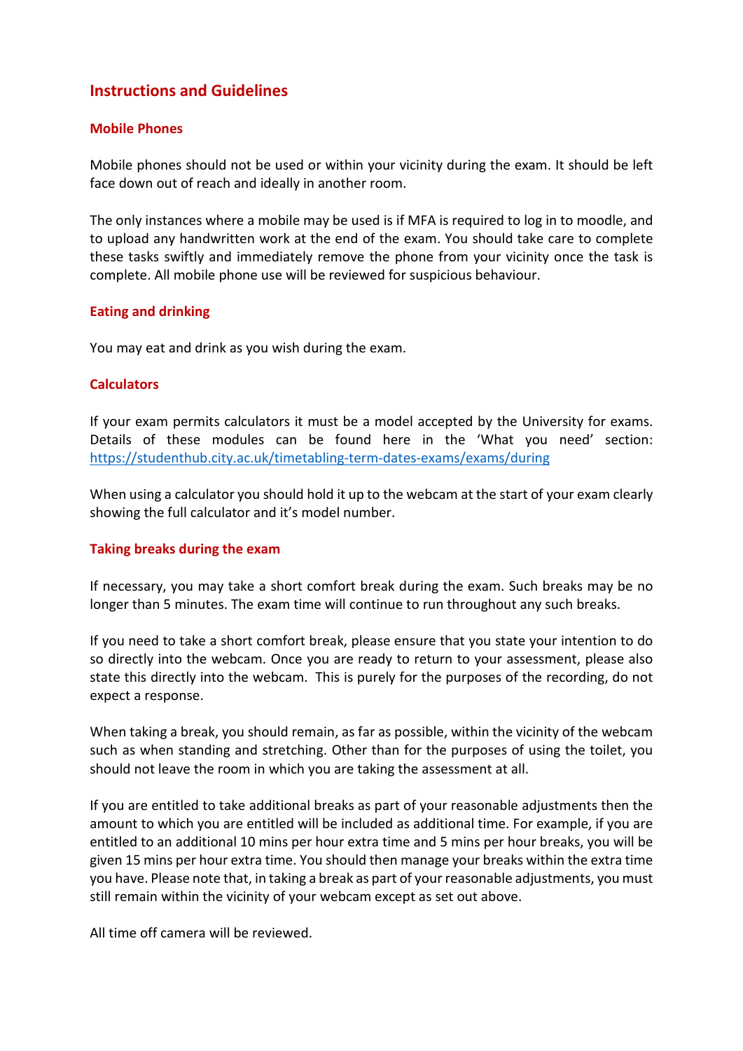## Instructions and Guidelines

### Mobile Phones

Mobile phones should not be used or within your vicinity during the exam. It should be left face down out of reach and ideally in another room.

The only instances where a mobile may be used is if MFA is required to log in to moodle, and to upload any handwritten work at the end of the exam. You should take care to complete these tasks swiftly and immediately remove the phone from your vicinity once the task is complete. All mobile phone use will be reviewed for suspicious behaviour.

### Eating and drinking

You may eat and drink as you wish during the exam.

### Calculators

If your exam permits calculators it must be a model accepted by the University for exams. Details of these modules can be found here in the 'What you need' section: https://studenthub.city.ac.uk/timetabling-term-dates-exams/exams/during

When using a calculator you should hold it up to the webcam at the start of your exam clearly showing the full calculator and it's model number.

### Taking breaks during the exam

If necessary, you may take a short comfort break during the exam. Such breaks may be no longer than 5 minutes. The exam time will continue to run throughout any such breaks.

If you need to take a short comfort break, please ensure that you state your intention to do so directly into the webcam. Once you are ready to return to your assessment, please also state this directly into the webcam. This is purely for the purposes of the recording, do not expect a response.

When taking a break, you should remain, as far as possible, within the vicinity of the webcam such as when standing and stretching. Other than for the purposes of using the toilet, you should not leave the room in which you are taking the assessment at all.

If you are entitled to take additional breaks as part of your reasonable adjustments then the amount to which you are entitled will be included as additional time. For example, if you are entitled to an additional 10 mins per hour extra time and 5 mins per hour breaks, you will be given 15 mins per hour extra time. You should then manage your breaks within the extra time you have. Please note that, in taking a break as part of your reasonable adjustments, you must still remain within the vicinity of your webcam except as set out above.

All time off camera will be reviewed.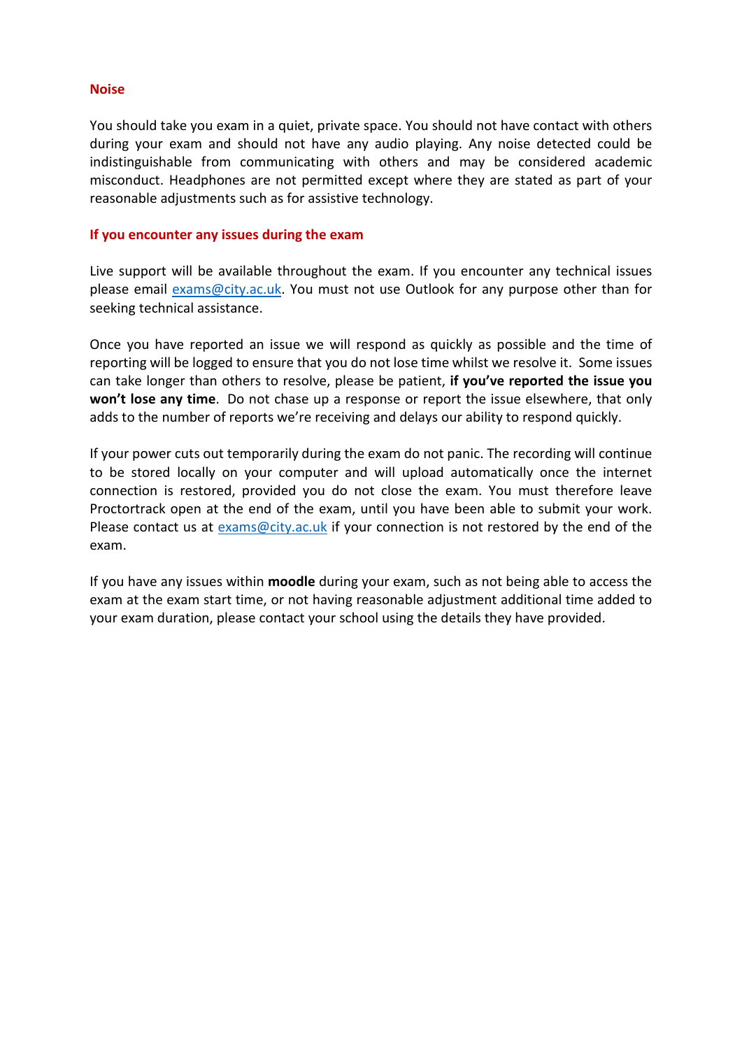## Noise

You should take you exam in a quiet, private space. You should not have contact with others during your exam and should not have any audio playing. Any noise detected could be indistinguishable from communicating with others and may be considered academic misconduct. Headphones are not permitted except where they are stated as part of your reasonable adjustments such as for assistive technology.

## If you encounter any issues during the exam

Live support will be available throughout the exam. If you encounter any technical issues please email exams@city.ac.uk. You must not use Outlook for any purpose other than for seeking technical assistance.

Once you have reported an issue we will respond as quickly as possible and the time of reporting will be logged to ensure that you do not lose time whilst we resolve it. Some issues can take longer than others to resolve, please be patient, **if you've reported the issue you won't lose any time**. Do not chase up a response or report the issue elsewhere, that only adds to the number of reports we're receiving and delays our ability to respond quickly.

If your power cuts out temporarily during the exam do not panic. The recording will continue to be stored locally on your computer and will upload automatically once the internet connection is restored, provided you do not close the exam. You must therefore leave Proctortrack open at the end of the exam, until you have been able to submit your work. Please contact us at exams@city.ac.uk if your connection is not restored by the end of the exam.

If you have any issues within **moodle** during your exam, such as not being able to access the exam at the exam start time, or not having reasonable adjustment additional time added to your exam duration, please contact your school using the details they have provided.